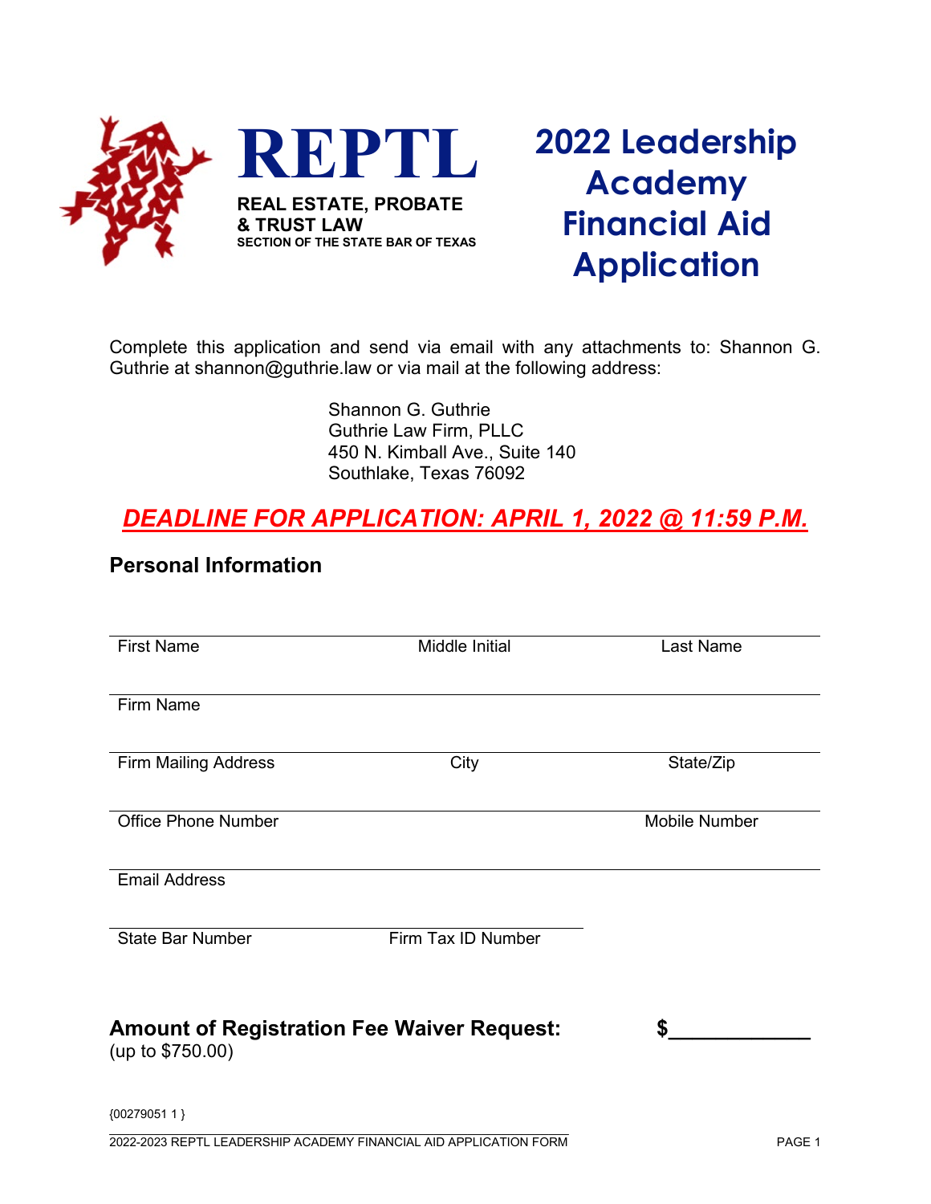**REPTL**

**REAL ESTATE, PROBATE & TRUST LAW**
**SECTION OF THE STATE BAR OF TEXAS**

# 2022 Leadership Academy Financial Aid Application

Complete this application and send via email with any attachments to: Shannon G. Guthrie at shannon@guthrie.law or via mail at the following address:

Shannon G. Guthrie
Guthrie Law Firm, PLLC
450 N. Kimball Ave., Suite 140
Southlake, Texas 76092

***DEADLINE FOR APPLICATION: APRIL 1, 2022 @ 11:59 P.M.***

## Personal Information

First Name | Middle Initial | Last Name

Firm Name

Firm Mailing Address | City | State/Zip

Office Phone Number | Mobile Number

Email Address

State Bar Number | Firm Tax ID Number

**Amount of Registration Fee Waiver Request:** **$____________**
(up to $750.00)

{00279051 1 }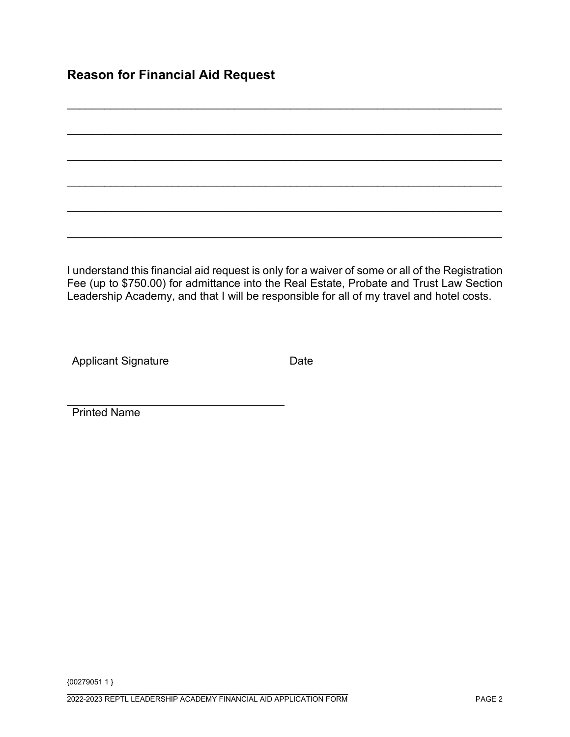## Reason for Financial Aid Request

\_\_\_\_\_\_\_\_\_\_\_\_\_\_\_\_\_\_\_\_\_\_\_\_\_\_\_\_\_\_\_\_\_\_\_\_\_\_\_\_\_\_\_\_\_\_\_\_\_\_\_\_\_\_\_\_\_\_\_\_\_\_\_\_\_\_\_\_\_\_\_\_

\_\_\_\_\_\_\_\_\_\_\_\_\_\_\_\_\_\_\_\_\_\_\_\_\_\_\_\_\_\_\_\_\_\_\_\_\_\_\_\_\_\_\_\_\_\_\_\_\_\_\_\_\_\_\_\_\_\_\_\_\_\_\_\_\_\_\_\_\_\_\_\_

\_\_\_\_\_\_\_\_\_\_\_\_\_\_\_\_\_\_\_\_\_\_\_\_\_\_\_\_\_\_\_\_\_\_\_\_\_\_\_\_\_\_\_\_\_\_\_\_\_\_\_\_\_\_\_\_\_\_\_\_\_\_\_\_\_\_\_\_\_\_\_\_

\_\_\_\_\_\_\_\_\_\_\_\_\_\_\_\_\_\_\_\_\_\_\_\_\_\_\_\_\_\_\_\_\_\_\_\_\_\_\_\_\_\_\_\_\_\_\_\_\_\_\_\_\_\_\_\_\_\_\_\_\_\_\_\_\_\_\_\_\_\_\_\_

\_\_\_\_\_\_\_\_\_\_\_\_\_\_\_\_\_\_\_\_\_\_\_\_\_\_\_\_\_\_\_\_\_\_\_\_\_\_\_\_\_\_\_\_\_\_\_\_\_\_\_\_\_\_\_\_\_\_\_\_\_\_\_\_\_\_\_\_\_\_\_\_

\_\_\_\_\_\_\_\_\_\_\_\_\_\_\_\_\_\_\_\_\_\_\_\_\_\_\_\_\_\_\_\_\_\_\_\_\_\_\_\_\_\_\_\_\_\_\_\_\_\_\_\_\_\_\_\_\_\_\_\_\_\_\_\_\_\_\_\_\_\_\_\_

I understand this financial aid request is only for a waiver of some or all of the Registration Fee (up to $750.00) for admittance into the Real Estate, Probate and Trust Law Section Leadership Academy, and that I will be responsible for all of my travel and hotel costs.

\_\_\_\_\_\_\_\_\_\_\_\_\_\_\_\_\_\_\_\_\_\_\_\_\_\_\_\_\_\_\_\_\_\_\_\_\_\_\_\_\_\_\_\_\_\_\_\_\_\_\_\_\_\_\_\_\_\_\_\_\_\_\_\_\_\_\_\_\_\_\_\_

Applicant Signature  Date

\_\_\_\_\_\_\_\_\_\_\_\_\_\_\_\_\_\_\_\_\_\_\_\_\_\_\_\_\_\_\_\_\_\_\_\_

Printed Name

{00279051 1 }